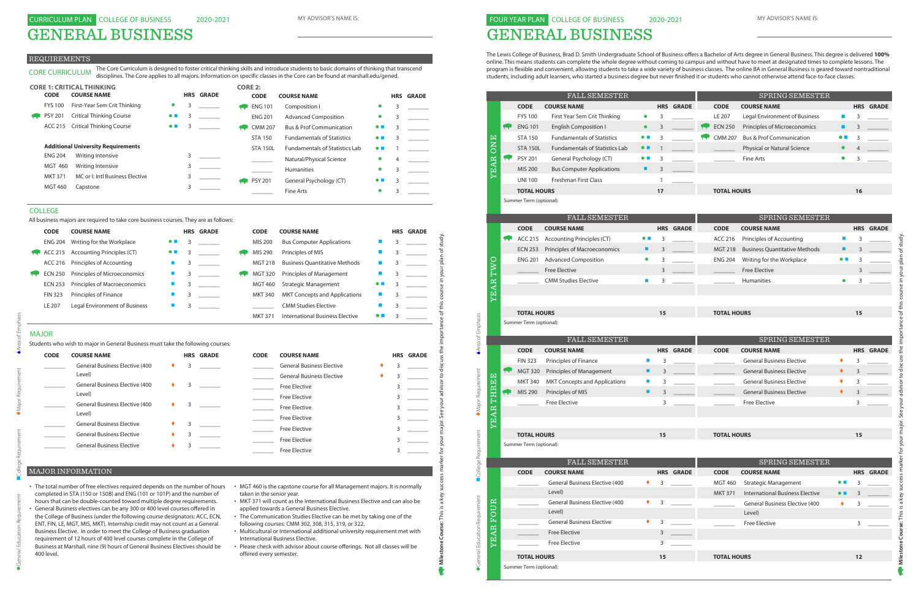# CURRICULUM PLAN COLLEGE OF BUSINESS 2020-2021

# GENERAL BUSINESS

MY ADVISOR'S NAME IS:

## REQUIREMENTS

### CORE CURRICULUM

The Core Curriculum is designed to foster critical thinking skills and introduce students to basic domains of thinking that transcend disciplines. The Core applies to all majors. Information on specific classes in the Core can be found at marshall.edu/gened.

**CORE 1: CRITICAL THINKING**

| CODE | COURSE NAME | | HRS | GRADE |
|---|---|---|---|---|
| FYS 100 | First-Year Sem Crit Thinking | ● | 3 | |
| PSY 201 | Critical Thinking Course | ● ■ | 3 | |
| ACC 215 | Critical Thinking Course | ● ■ | 3 | |

**Additional University Requirements**

| CODE | COURSE NAME | HRS | GRADE |
|---|---|---|---|
| ENG 204 | Writing Intensive | 3 | |
| MGT 460 | Writing Intensive | 3 | |
| MKT 371 | MC or I: Intl Business Elective | 3 | |
| MGT 460 | Capstone | 3 | |

**CORE 2:**

| CODE | COURSE NAME | | HRS | GRADE |
|---|---|---|---|---|
| ENG 101 | Composition I | ● | 3 | |
| ENG 201 | Advanced Composition | ● | 3 | |
| CMM 207 | Bus & Prof Communication | ● ■ | 3 | |
| STA 150 | Fundamentals of Statistics | ● ■ | 3 | |
| STA 150L | Fundamentals of Statistics Lab | ● ■ | 1 | |
| | Natural/Physical Science | ● | 4 | |
| | Humanities | ● | 3 | |
| PSY 201 | General Psychology (CT) | ● ■ | 3 | |
| | Fine Arts | ● | 3 | |

### COLLEGE

All business majors are required to take core business courses. They are as follows:

| CODE | COURSE NAME | | HRS | GRADE |
|---|---|---|---|---|
| ENG 204 | Writing for the Workplace | ● ■ | 3 | |
| ACC 215 | Accounting Principles (CT) | ● ■ | 3 | |
| ACC 216 | Principles of Accounting | ■ | 3 | |
| ECN 250 | Principles of Microeconomics | ■ | 3 | |
| ECN 253 | Principles of Macroeconomics | ■ | 3 | |
| FIN 323 | Principles of Finance | ■ | 3 | |
| LE 207 | Legal Environment of Business | ■ | 3 | |
| MIS 200 | Bus Computer Applications | ■ | 3 | |
| MIS 290 | Principles of MIS | ■ | 3 | |
| MGT 218 | Business Quantitative Methods | ■ | 3 | |
| MGT 320 | Principles of Management | ■ | 3 | |
| MGT 460 | Strategic Management | ● ■ | 3 | |
| MKT 340 | MKT Concepts and Applications | ■ | 3 | |
| | CMM Studies Elective | ■ | 3 | |
| MKT 371 | International Business Elective | ● ■ | 3 | |

### MAJOR

Students who wish to major in General Business must take the following courses:

| CODE | COURSE NAME | | HRS | GRADE |
|---|---|---|---|---|
| | General Business Elective (400 Level) | ♦ | 3 | |
| | General Business Elective (400 Level) | ♦ | 3 | |
| | General Business Elective (400 Level) | ♦ | 3 | |
| | General Business Elective | ♦ | 3 | |
| | General Business Elective | ♦ | 3 | |
| | General Business Elective | ♦ | 3 | |
| | General Business Elective | ♦ | 3 | |
| | General Business Elective | ♦ | 3 | |
| | Free Elective | | 3 | |
| | Free Elective | | 3 | |
| | Free Elective | | 3 | |
| | Free Elective | | 3 | |
| | Free Elective | | 3 | |
| | Free Elective | | 3 | |
| | Free Elective | | 3 | |

## MAJOR INFORMATION

- The total number of free electives required depends on the number of hours completed in STA (150 or 150B) and ENG (101 or 101P) and the number of hours that can be double-counted toward multiple degree requirements.
- General Business electives can be any 300 or 400 level courses offered in the College of Business (under the following course designators: ACC, ECN, ENT, FIN, LE, MGT, MIS, MKT). Internship credit may not count as a General Business Elective. In order to meet the College of Business graduation requirement of 12 hours of 400 level courses complete in the College of Business at Marshall, nine (9) hours of General Business Electives should be 400 level.
- MGT 460 is the capstone course for all Management majors. It is normally taken in the senior year.
- MKT 371 will count as the International Business Elective and can also be applied towards a General Business Elective.
- The Communication Studies Elective can be met by taking one of the following courses: CMM 302, 308, 315, 319, or 322.
- Multicultural or International additional university requirement met with International Business Elective.
- Please check with advisor about course offerings. Not all classes will be offered every semester.

● General Education Requirement ■ College Requirement ♦ Major Requirement ♦ Area of Emphasis

**Milestone Course:** This is a key success marker for your major. See your advisor to discuss the importance of this course in your plan of study.

# FOUR YEAR PLAN COLLEGE OF BUSINESS 2020-2021

# GENERAL BUSINESS

MY ADVISOR'S NAME IS:

The Lewis College of Business, Brad D. Smith Undergraduate School of Business offers a Bachelor of Arts degree in General Business. This degree is delivered **100%** online. This means students can complete the whole degree without coming to campus and without have to meet at designated times to complete lessons. The program is flexible and convenient, allowing students to take a wide variety of business classes. The online BA in General Business is geared toward nontraditional students, including adult learners, who started a business degree but never finished it or students who cannot otherwise attend face-to-face classes.

### YEAR ONE

| FALL SEMESTER | | | | | SPRING SEMESTER | | | | |
|---|---|---|---|---|---|---|---|---|---|
| CODE | COURSE NAME | | HRS | GRADE | CODE | COURSE NAME | | HRS | GRADE |
| FYS 100 | First Year Sem Crit Thinking | ● | 3 | | LE 207 | Legal Environment of Business | ■ | 3 | |
| ENG 101 | English Composition I | ● | 3 | | ECN 250 | Principles of Microeconomics | ■ | 3 | |
| STA 150 | Fundamentals of Statistics | ● ■ | 3 | | CMM 207 | Bus & Prof Communication | ● ■ | 3 | |
| STA 150L | Fundamentals of Statistics Lab | ● ■ | 1 | | | Physical or Natural Science | ● | 4 | |
| PSY 201 | General Psychology (CT) | ● ■ | 3 | | | Fine Arts | ● | 3 | |
| MIS 200 | Bus Computer Applications | ■ | 3 | | | | | | |
| UNI 100 | Freshman First Class | | 1 | | | | | | |
| **TOTAL HOURS** | | | **17** | | **TOTAL HOURS** | | | **16** | |

Summer Term (optional):

### YEAR TWO

| FALL SEMESTER | | | | | SPRING SEMESTER | | | | |
|---|---|---|---|---|---|---|---|---|---|
| CODE | COURSE NAME | | HRS | GRADE | CODE | COURSE NAME | | HRS | GRADE |
| ACC 215 | Accounting Principles (CT) | ● ■ | 3 | | ACC 216 | Principles of Accounting | ■ | 3 | |
| ECN 253 | Principles of Macroeconomics | ■ | 3 | | MGT 218 | Business Quantitative Methods | ■ | 3 | |
| ENG 201 | Advanced Composition | ● | 3 | | ENG 204 | Writing for the Workplace | ● ■ | 3 | |
| | Free Elective | | 3 | | | Free Elective | | 3 | |
| | CMM Studies Elective | ■ | 3 | | | Humanities | ● | 3 | |
| **TOTAL HOURS** | | | **15** | | **TOTAL HOURS** | | | **15** | |

Summer Term (optional):

### YEAR THREE

| FALL SEMESTER | | | | | SPRING SEMESTER | | | | |
|---|---|---|---|---|---|---|---|---|---|
| CODE | COURSE NAME | | HRS | GRADE | CODE | COURSE NAME | | HRS | GRADE |
| FIN 323 | Principles of Finance | ■ | 3 | | | General Business Elective | ♦ | 3 | |
| MGT 320 | Principles of Management | ■ | 3 | | | General Business Elective | ♦ | 3 | |
| MKT 340 | MKT Concepts and Applications | ■ | 3 | | | General Business Elective | ♦ | 3 | |
| MIS 290 | Principles of MIS | ■ | 3 | | | General Business Elective | ♦ | 3 | |
| | Free Elective | | 3 | | | Free Elective | | 3 | |
| **TOTAL HOURS** | | | **15** | | **TOTAL HOURS** | | | **15** | |

Summer Term (optional):

### YEAR FOUR

| FALL SEMESTER | | | | | SPRING SEMESTER | | | | |
|---|---|---|---|---|---|---|---|---|---|
| CODE | COURSE NAME | | HRS | GRADE | CODE | COURSE NAME | | HRS | GRADE |
| | General Business Elective (400 Level) | ♦ | 3 | | MGT 460 | Strategic Management | ● ■ | 3 | |
| | General Business Elective (400 Level) | ♦ | 3 | | MKT 371 | International Business Elective | ● ■ | 3 | |
| | General Business Elective | ♦ | 3 | | | General Business Elective (400 Level) | ♦ | 3 | |
| | Free Elective | | 3 | | | Free Elective | | 3 | |
| | Free Elective | | 3 | | | | | | |
| **TOTAL HOURS** | | | **15** | | **TOTAL HOURS** | | | **12** | |

Summer Term (optional):

● General Education Requirement ■ College Requirement ♦ Major Requirement ♦ Area of Emphasis

**Milestone Course:** This is a key success marker for your major. See your advisor to discuss the importance of this course in your plan of study.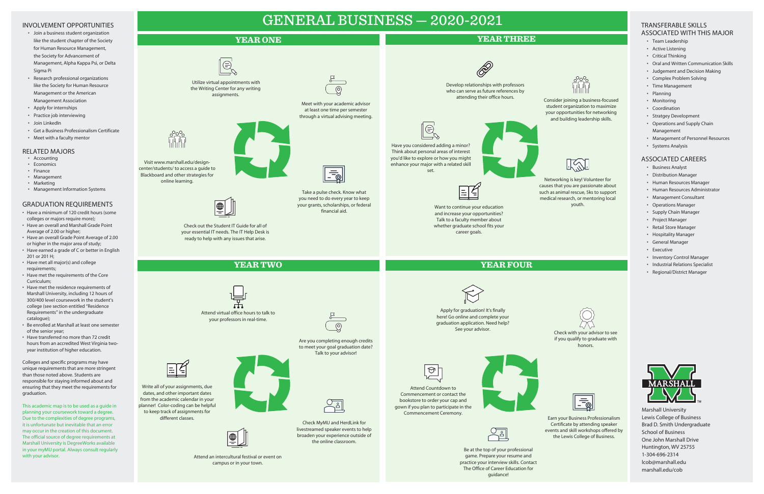# GENERAL BUSINESS — 2020-2021

## INVOLVEMENT OPPORTUNITIES

- Join a business student organization like the student chapter of the Society for Human Resource Management, the Society for Advancement of Management, Alpha Kappa Psi, or Delta Sigma Pi
- Research professional organizations like the Society for Human Resource Management or the American Management Association
- Apply for internships
- Practice job interviewing
- Join LinkedIn
- Get a Business Professionalism Certificate
- Meet with a faculty mentor

## RELATED MAJORS

- Accounting
- Economics
- Finance
- Management
- Marketing
- Management Information Systems

## GRADUATION REQUIREMENTS

- Have a minimum of 120 credit hours (some colleges or majors require more);
- Have an overall and Marshall Grade Point Average of 2.00 or higher;
- Have an overall Grade Point Average of 2.00 or higher in the major area of study;
- Have earned a grade of C or better in English 201 or 201 H;
- Have met all major(s) and college requirements;
- Have met the requirements of the Core Curriculum;
- Have met the residence requirements of Marshall University, including 12 hours of 300/400 level coursework in the student's college (see section entitled "Residence Requirements" in the undergraduate catalogue);
- Be enrolled at Marshall at least one semester of the senior year;
- Have transferred no more than 72 credit hours from an accredited West Virginia two-year institution of higher education.

Colleges and specific programs may have unique requirements that are more stringent than those noted above. Students are responsible for staying informed about and ensuring that they meet the requirements for graduation.

This academic map is to be used as a guide in planning your coursework toward a degree. Due to the complexities of degree programs, it is unfortunate but inevitable that an error may occur in the creation of this document. The official source of degree requirements at Marshall University is DegreeWorks available in your myMU portal. Always consult regularly with your advisor.

## YEAR ONE

Utilize virtual appointments with the Writing Center for any writing assignments.

Meet with your academic advisor at least one time per semester through a virtual advising meeting.

Visit www.marshall.edu/design-center/students/ to access a guide to Blackboard and other strategies for online learning.

Take a pulse check. Know what you need to do every year to keep your grants, scholarships, or federal financial aid.

Check out the Student IT Guide for all of your essential IT needs. The IT Help Desk is ready to help with any issues that arise.

## YEAR TWO

Attend virtual office hours to talk to your professors in real-time.

Are you completing enough credits to meet your goal graduation date? Talk to your advisor!

Write all of your assignments, due dates, and other important dates from the academic calendar in your planner! Color-coding can be helpful to keep track of assignments for different classes.

Check MyMU and HerdLink for livestreamed speaker events to help broaden your experience outside of the online classroom.

Attend an intercultural festival or event on campus or in your town.

## YEAR THREE

Develop relationships with professors who can serve as future references by attending their office hours.

Consider joining a business-focused student organization to maximize your opportunities for networking and building leadership skills.

Have you considered adding a minor? Think about personal areas of interest you'd like to explore or how you might enhance your major with a related skill set.

Networking is key! Volunteer for causes that you are passionate about such as animal rescue, 5ks to support medical research, or mentoring local youth.

Want to continue your education and increase your opportunities? Talk to a faculty member about whether graduate school fits your career goals.

## YEAR FOUR

Apply for graduation! It's finally here! Go online and complete your graduation application. Need help? See your advisor.

Check with your advisor to see if you qualify to graduate with honors.

Attend Countdown to Commencement or contact the bookstore to order your cap and gown if you plan to participate in the Commencement Ceremony.

Earn your Business Professionalism Certificate by attending speaker events and skill workshops offered by the Lewis College of Business.

Be at the top of your professional game. Prepare your resume and practice your interview skills. Contact The Office of Career Education for guidance!

## TRANSFERABLE SKILLS ASSOCIATED WITH THIS MAJOR

- Team Leadership
- Active Listening
- Critical Thinking
- Oral and Written Communication Skills
- Judgement and Decision Making
- Complex Problem Solving
- Time Management
- Planning
- Monitoring
- Coordination
- Stratgey Development
- Operations and Supply Chain Management
- Management of Personnel Resources
- Systems Analysis

## ASSOCIATED CAREERS

- Business Analyst
- Distribution Manager
- Human Resources Manager
- Human Resources Administrator
- Management Consultant
- Operations Manager
- Supply Chain Manager
- Project Manager
- Retail Store Manager
- Hospitality Manager
- General Manager
- Executive
- Inventory Control Manager
- Industrial Relations Specialist
- Regional/District Manager

MARSHALL

Marshall University
Lewis College of Business
Brad D. Smith Undergraduate School of Business
One John Marshall Drive
Huntington, WV 25755
1-304-696-2314
lcob@marshall.edu
marshall.edu/cob